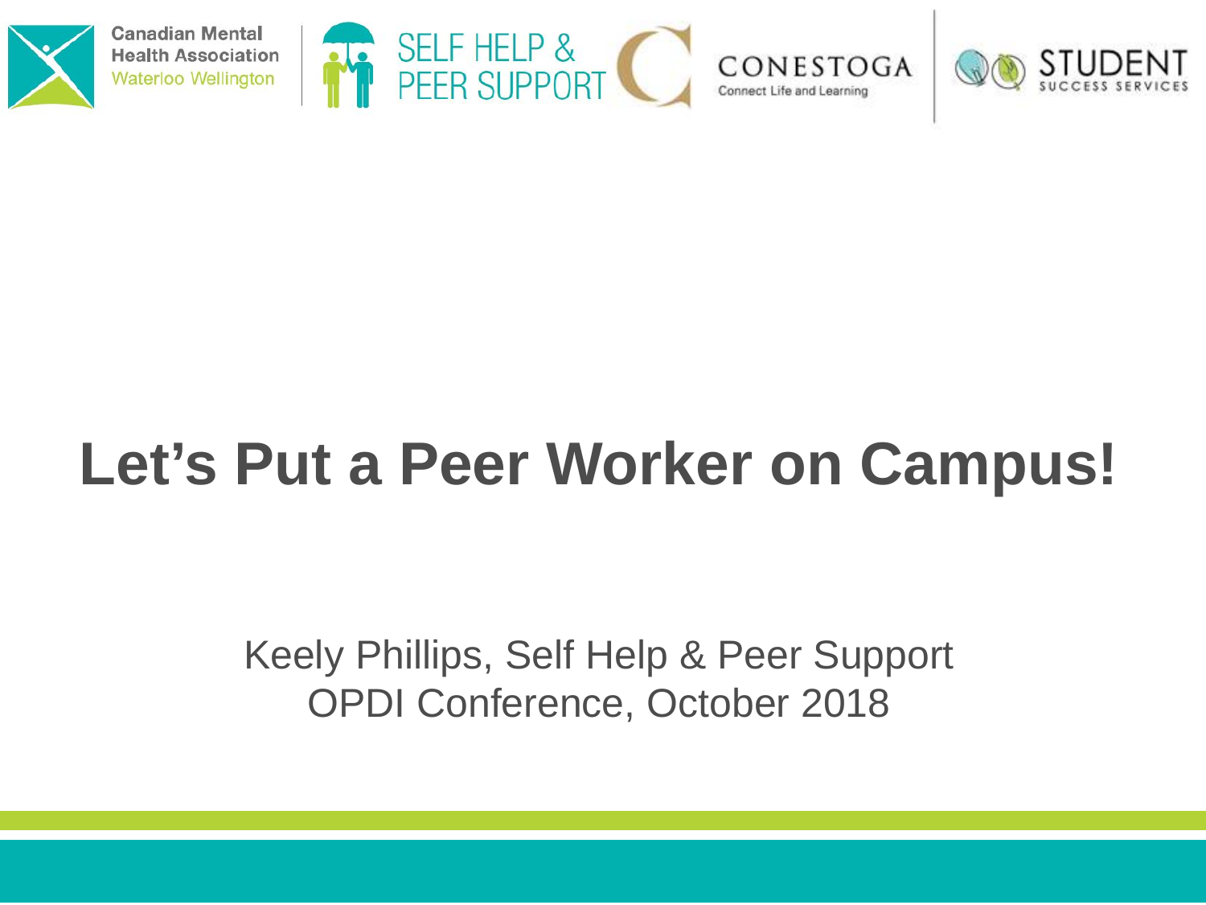Canadian Mental Health Association Waterloo Wellington

SELF HELP & PEER SUPPORT

CONESTOGA Connect Life and Learning

STUDENT SUCCESS SERVICES

# Let's Put a Peer Worker on Campus!

Keely Phillips, Self Help & Peer Support
OPDI Conference, October 2018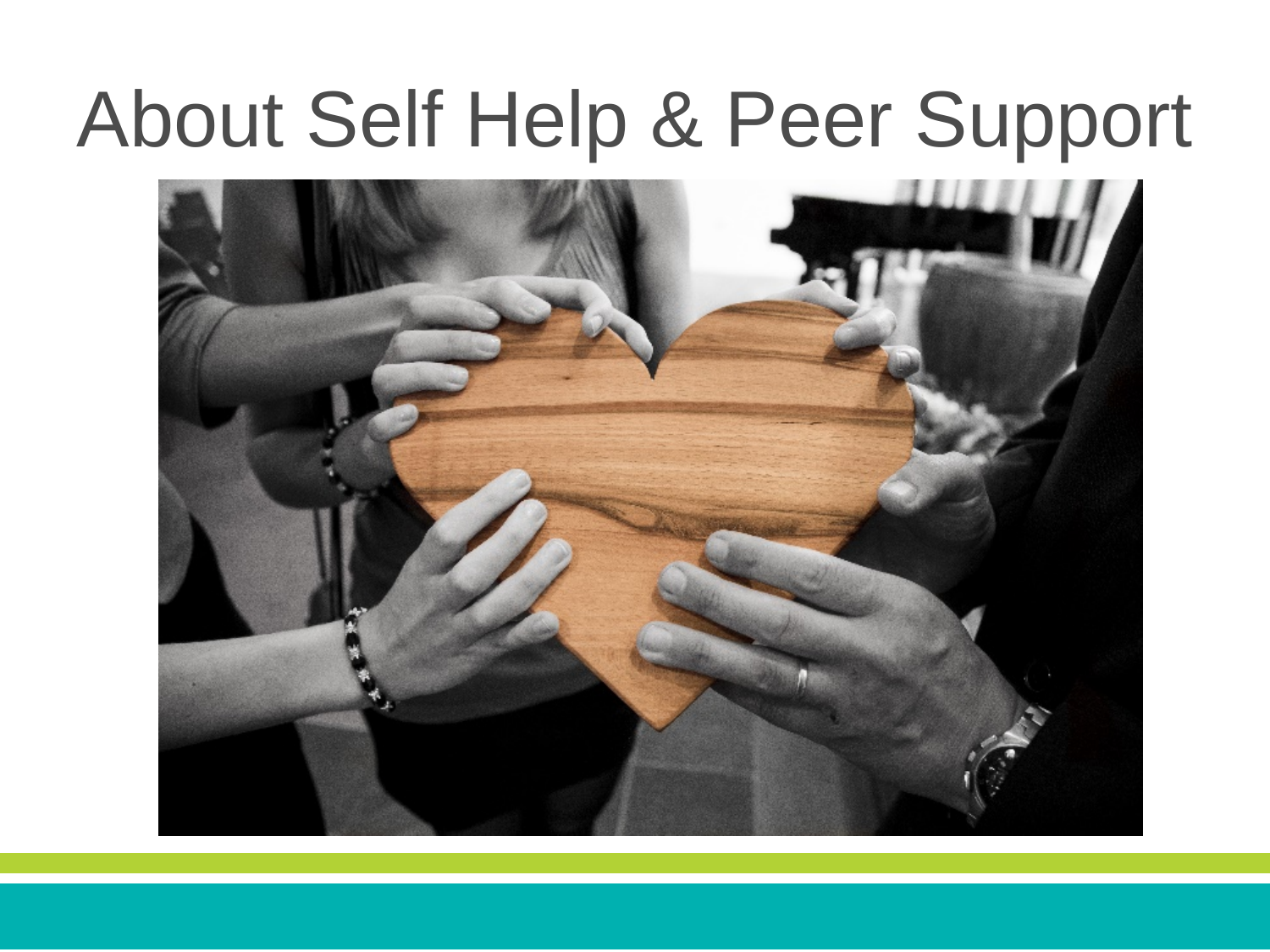# About Self Help & Peer Support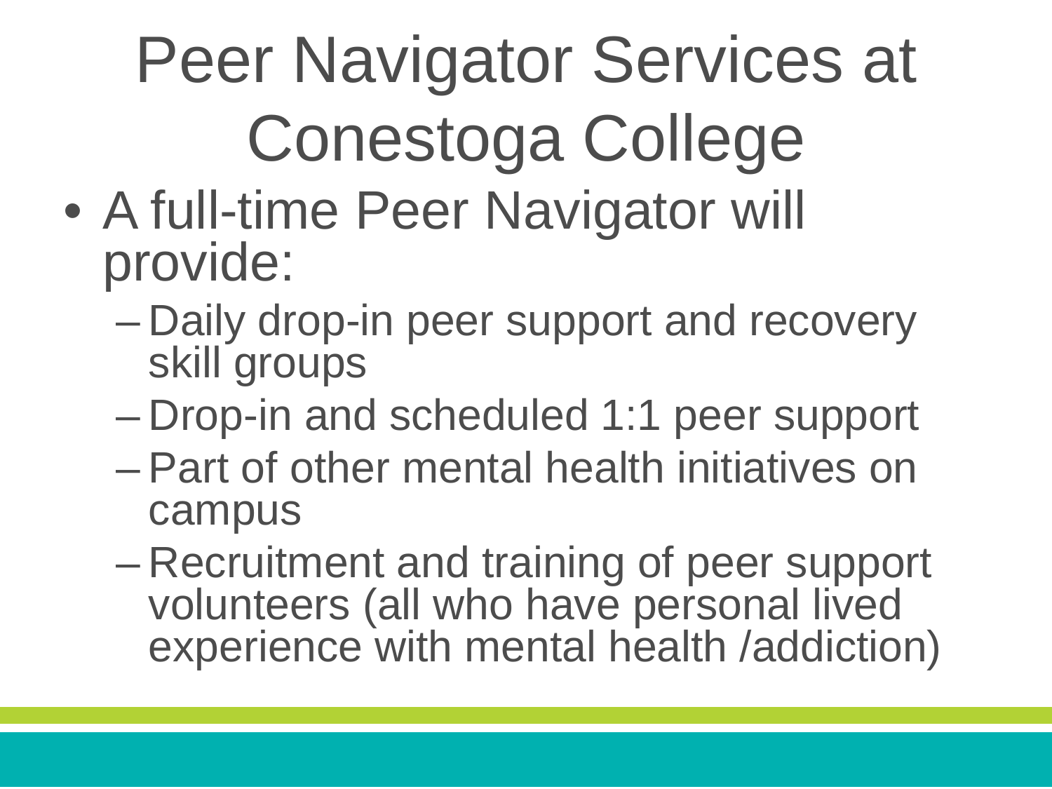# Peer Navigator Services at Conestoga College

- A full-time Peer Navigator will provide:
  - Daily drop-in peer support and recovery skill groups
  - Drop-in and scheduled 1:1 peer support
  - Part of other mental health initiatives on campus
  - Recruitment and training of peer support volunteers (all who have personal lived experience with mental health /addiction)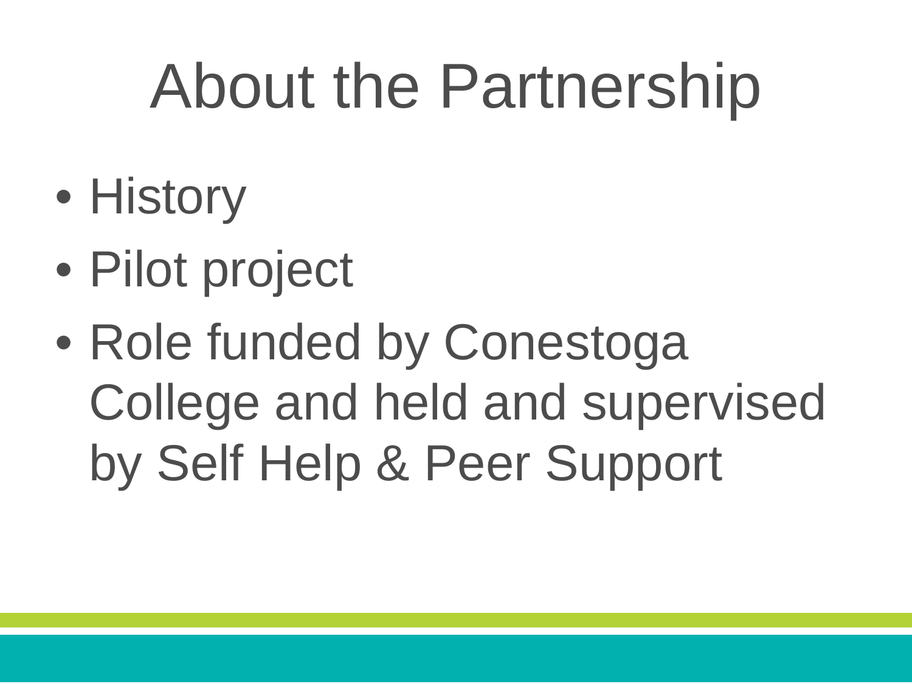# About the Partnership

- History
- Pilot project
- Role funded by Conestoga College and held and supervised by Self Help & Peer Support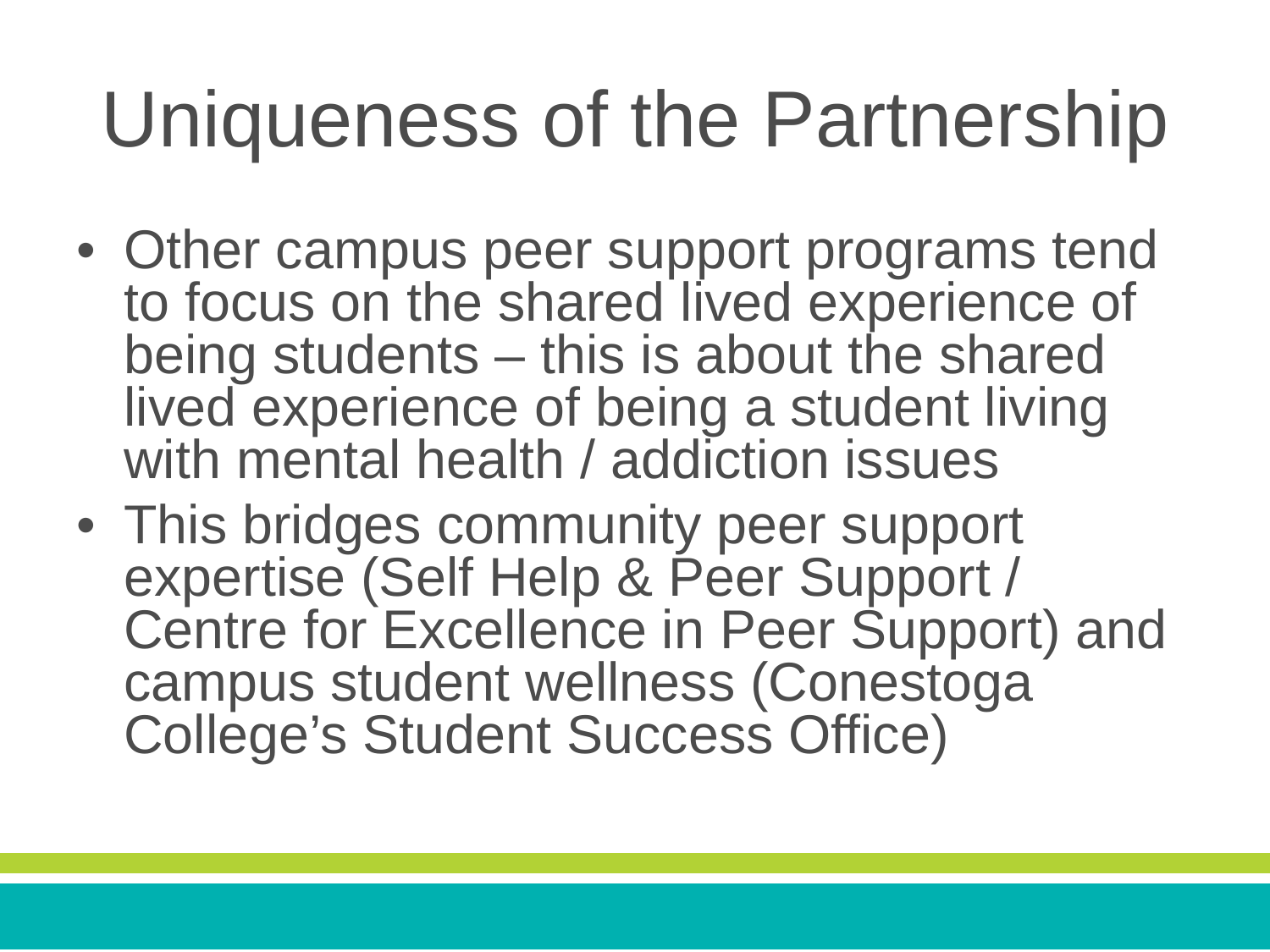# Uniqueness of the Partnership

- Other campus peer support programs tend to focus on the shared lived experience of being students – this is about the shared lived experience of being a student living with mental health / addiction issues
- This bridges community peer support expertise (Self Help & Peer Support / Centre for Excellence in Peer Support) and campus student wellness (Conestoga College's Student Success Office)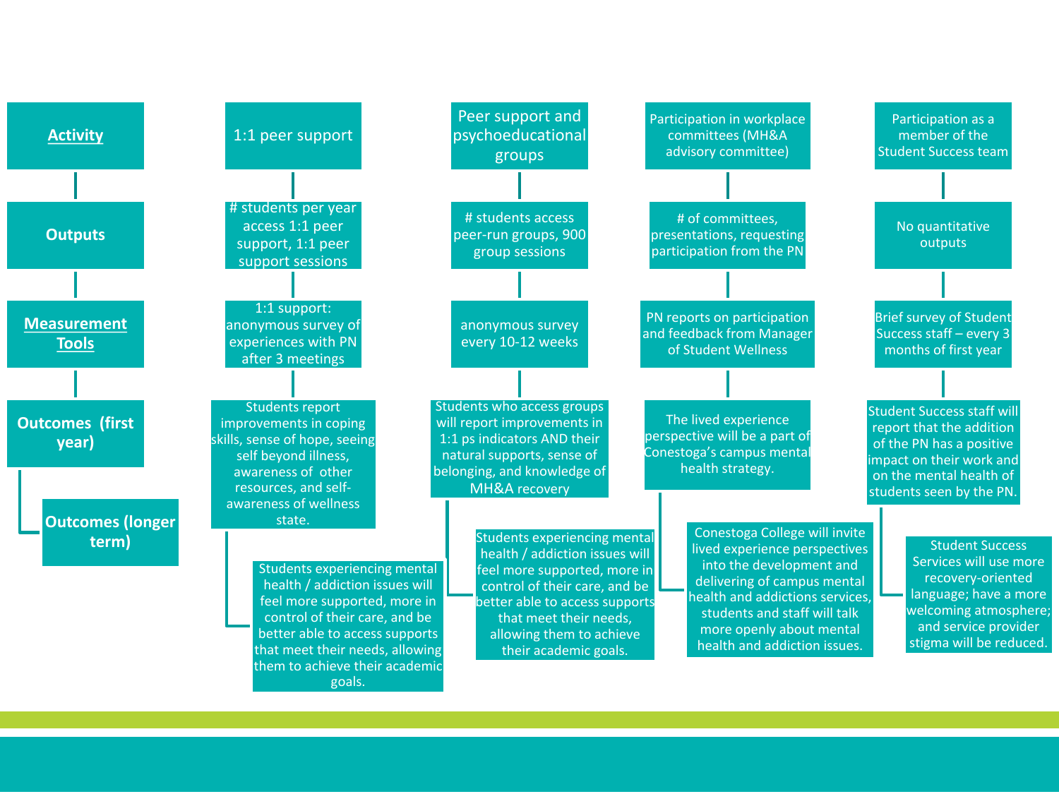| Activity | 1:1 peer support | Peer support and psychoeducational groups | Participation in workplace committees (MH&A advisory committee) | Participation as a member of the Student Success team |
| --- | --- | --- | --- | --- |
| **Outputs** | # students per year access 1:1 peer support, 1:1 peer support sessions | # students access peer-run groups, 900 group sessions | # of committees, presentations, requesting participation from the PN | No quantitative outputs |
| **Measurement Tools** | 1:1 support: anonymous survey of experiences with PN after 3 meetings | anonymous survey every 10-12 weeks | PN reports on participation and feedback from Manager of Student Wellness | Brief survey of Student Success staff – every 3 months of first year |
| **Outcomes (first year)** | Students report improvements in coping skills, sense of hope, seeing self beyond illness, awareness of other resources, and self-awareness of wellness state. | Students who access groups will report improvements in 1:1 ps indicators AND their natural supports, sense of belonging, and knowledge of MH&A recovery | The lived experience perspective will be a part of Conestoga's campus mental health strategy. | Student Success staff will report that the addition of the PN has a positive impact on their work and on the mental health of students seen by the PN. |
| **Outcomes (longer term)** | Students experiencing mental health / addiction issues will feel more supported, more in control of their care, and be better able to access supports that meet their needs, allowing them to achieve their academic goals. | Students experiencing mental health / addiction issues will feel more supported, more in control of their care, and be better able to access supports that meet their needs, allowing them to achieve their academic goals. | Conestoga College will invite lived experience perspectives into the development and delivering of campus mental health and addictions services, students and staff will talk more openly about mental health and addiction issues. | Student Success Services will use more recovery-oriented language; have a more welcoming atmosphere; and service provider stigma will be reduced. |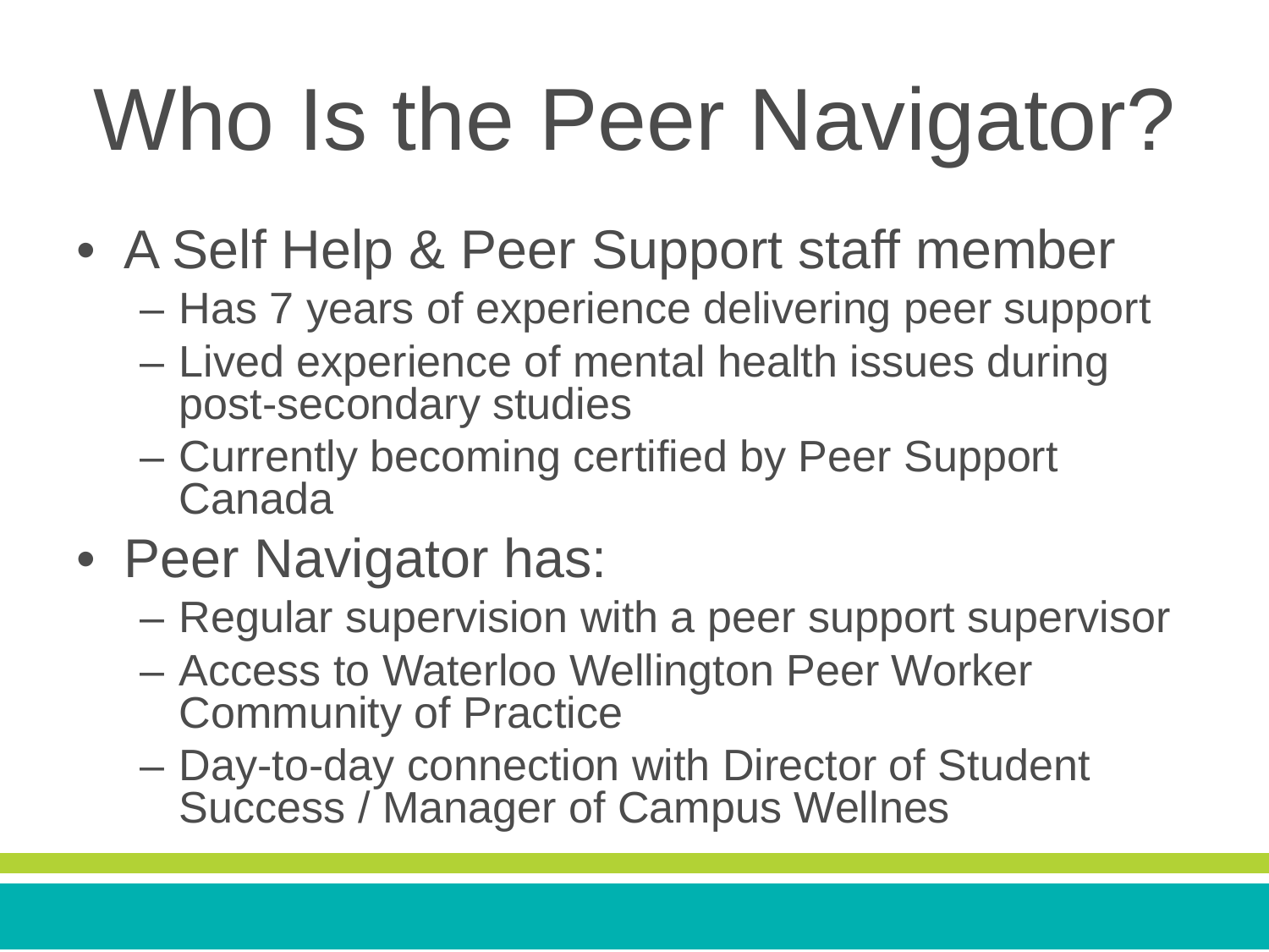# Who Is the Peer Navigator?

- A Self Help & Peer Support staff member
  - Has 7 years of experience delivering peer support
  - Lived experience of mental health issues during post-secondary studies
  - Currently becoming certified by Peer Support Canada
- Peer Navigator has:
  - Regular supervision with a peer support supervisor
  - Access to Waterloo Wellington Peer Worker Community of Practice
  - Day-to-day connection with Director of Student Success / Manager of Campus Wellnes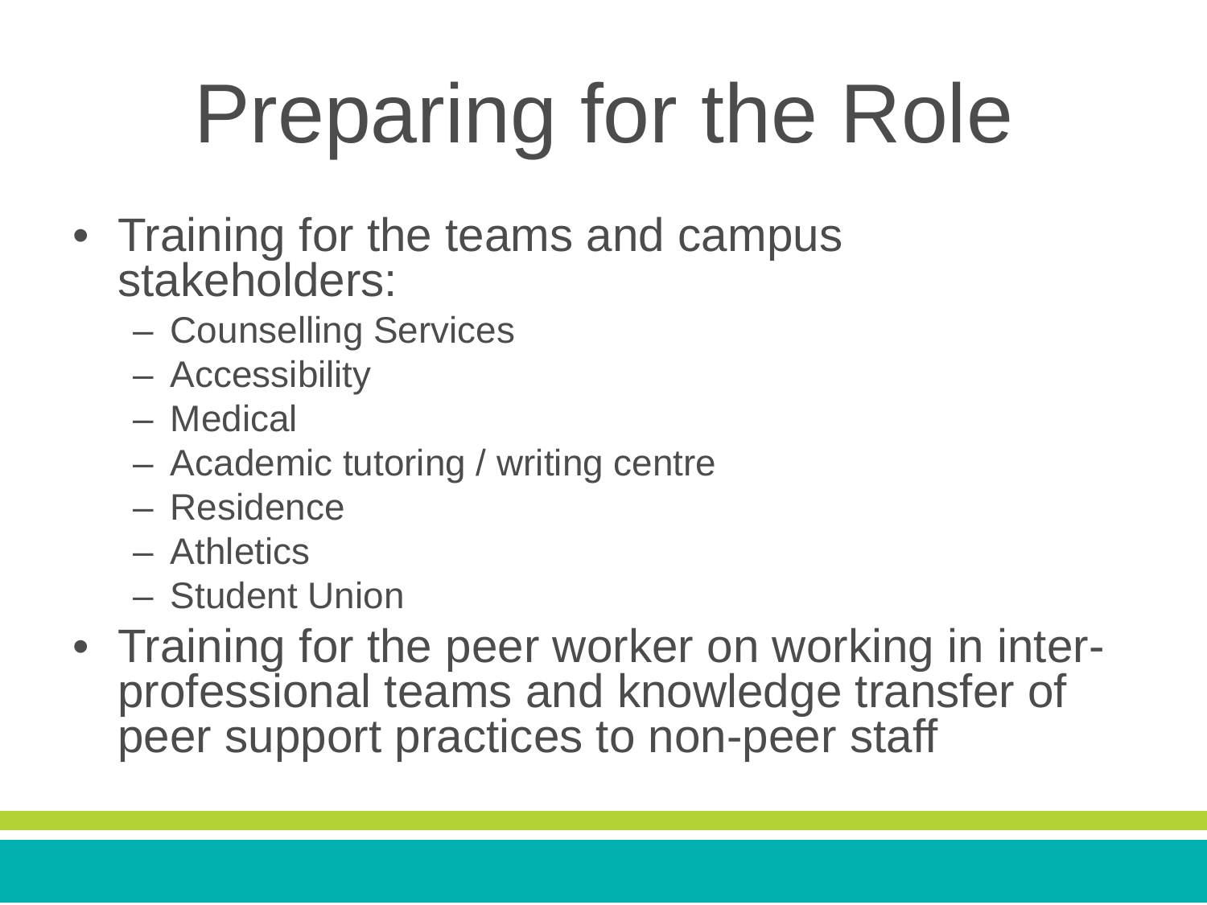# Preparing for the Role

- Training for the teams and campus stakeholders:
  - Counselling Services
  - Accessibility
  - Medical
  - Academic tutoring / writing centre
  - Residence
  - Athletics
  - Student Union
- Training for the peer worker on working in inter-professional teams and knowledge transfer of peer support practices to non-peer staff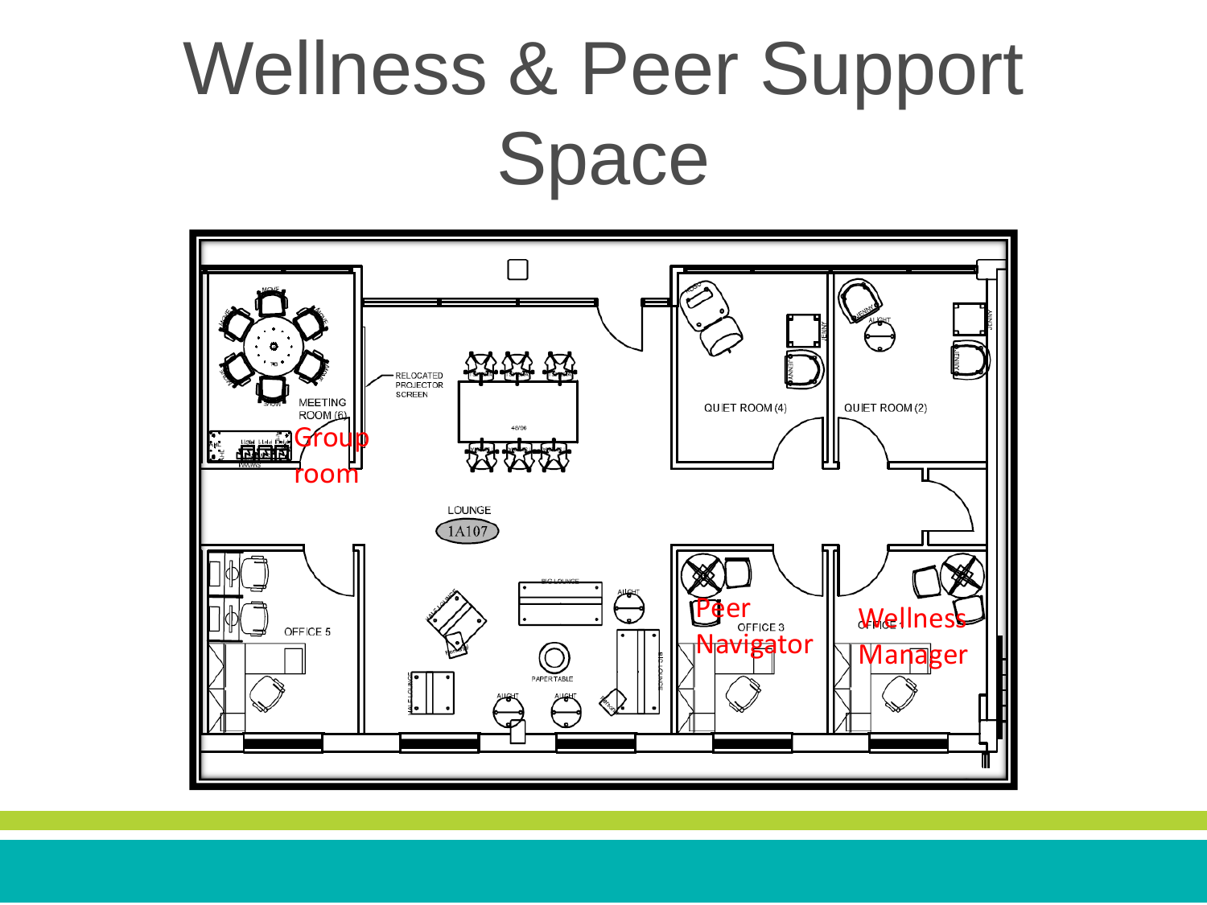# Wellness & Peer Support Space

MEETING ROOM (6)

Group room

RELOCATED PROJECTOR SCREEN

LOUNGE

1A107

QUIET ROOM (4)

QUIET ROOM (2)

OFFICE 5

OFFICE 3

Peer Navigator

OFFICE 1

Wellness Manager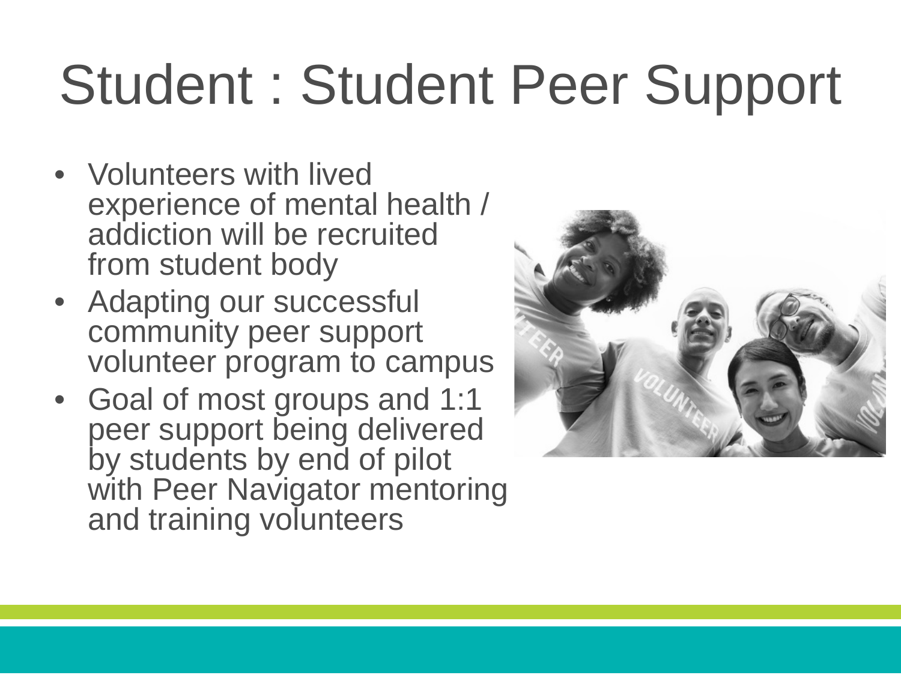# Student : Student Peer Support

- Volunteers with lived experience of mental health / addiction will be recruited from student body
- Adapting our successful community peer support volunteer program to campus
- Goal of most groups and 1:1 peer support being delivered by students by end of pilot with Peer Navigator mentoring and training volunteers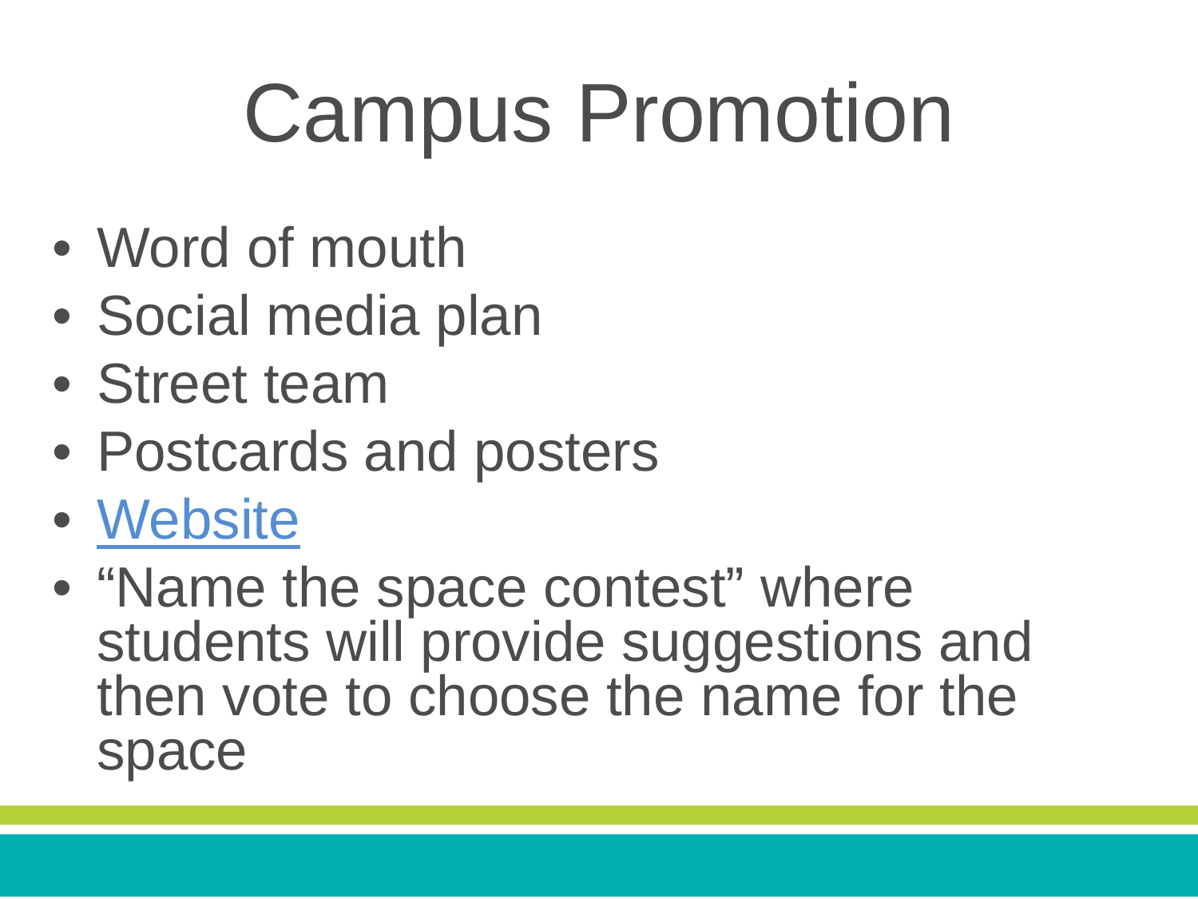# Campus Promotion

- Word of mouth
- Social media plan
- Street team
- Postcards and posters
- Website
- "Name the space contest" where students will provide suggestions and then vote to choose the name for the space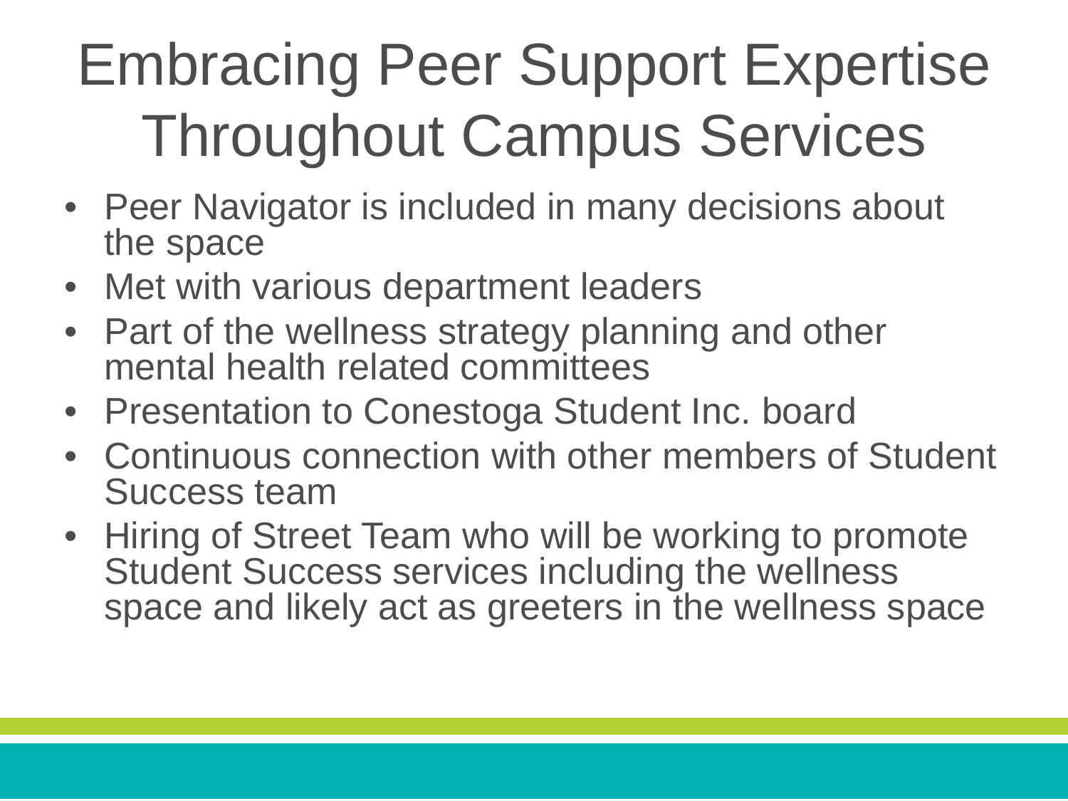# Embracing Peer Support Expertise Throughout Campus Services

- Peer Navigator is included in many decisions about the space
- Met with various department leaders
- Part of the wellness strategy planning and other mental health related committees
- Presentation to Conestoga Student Inc. board
- Continuous connection with other members of Student Success team
- Hiring of Street Team who will be working to promote Student Success services including the wellness space and likely act as greeters in the wellness space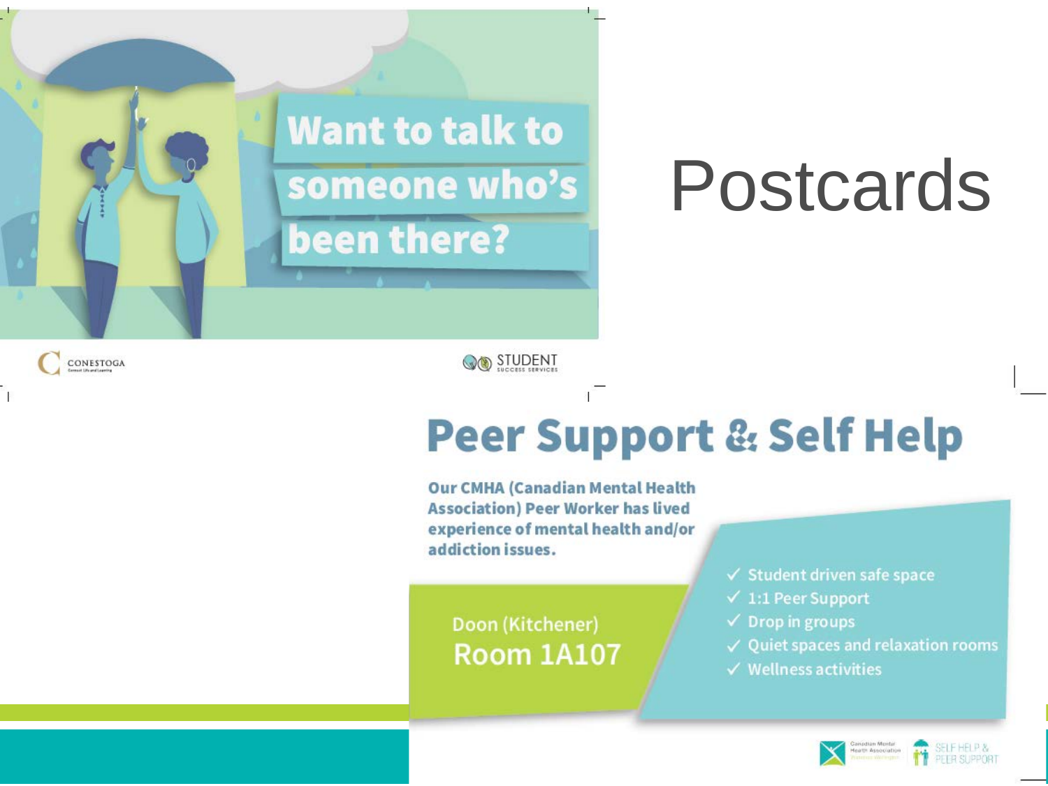# Postcards

Want to talk to someone who's been there?

CONESTOGA

STUDENT SUCCESS SERVICES

## Peer Support & Self Help

**Our CMHA (Canadian Mental Health Association) Peer Worker has lived experience of mental health and/or addiction issues.**

Doon (Kitchener)
Room 1A107

- ✓ Student driven safe space
- ✓ 1:1 Peer Support
- ✓ Drop in groups
- ✓ Quiet spaces and relaxation rooms
- ✓ Wellness activities

Canadian Mental Health Association

SELF HELP & PEER SUPPORT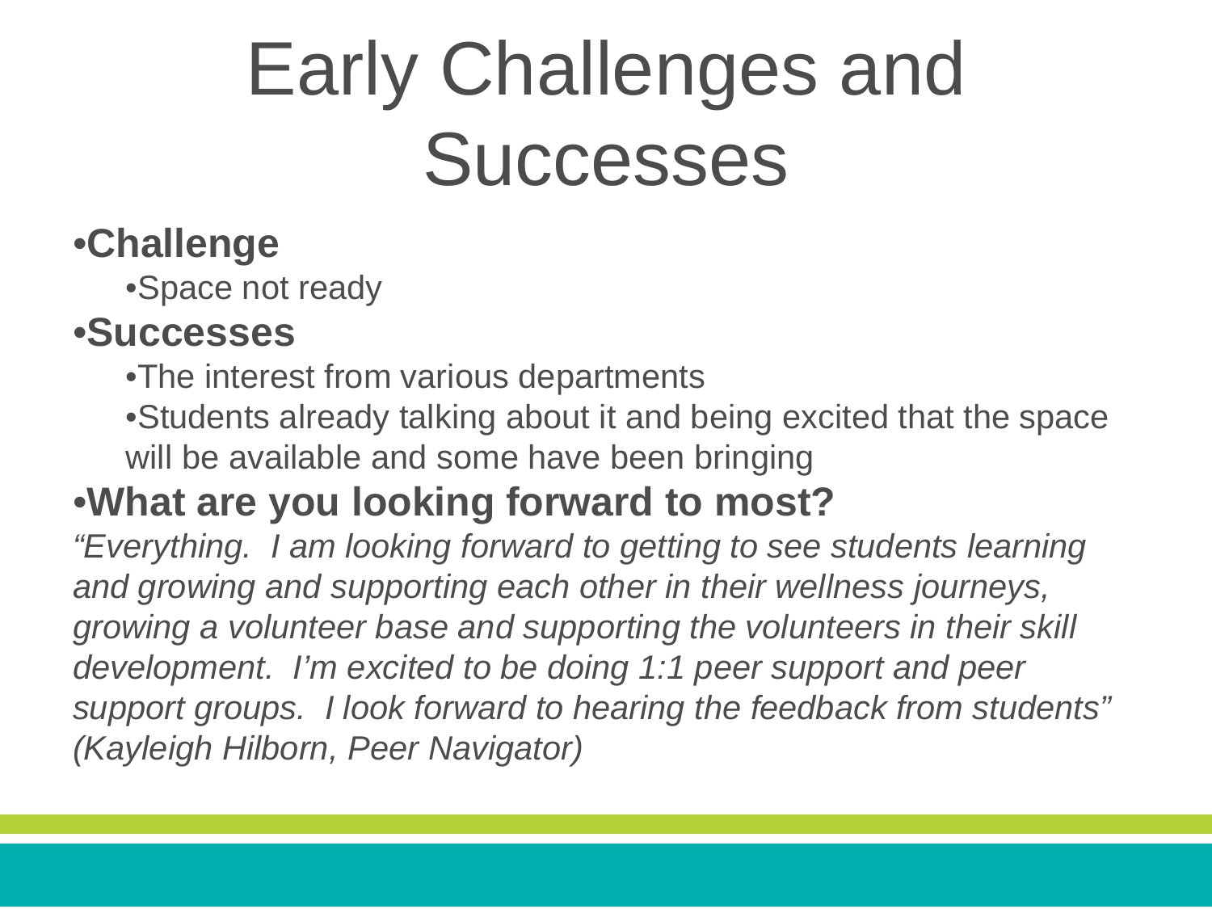# Early Challenges and Successes

- **Challenge**
  - Space not ready
- **Successes**
  - The interest from various departments
  - Students already talking about it and being excited that the space will be available and some have been bringing
- **What are you looking forward to most?**

*"Everything. I am looking forward to getting to see students learning and growing and supporting each other in their wellness journeys, growing a volunteer base and supporting the volunteers in their skill development. I'm excited to be doing 1:1 peer support and peer support groups. I look forward to hearing the feedback from students" (Kayleigh Hilborn, Peer Navigator)*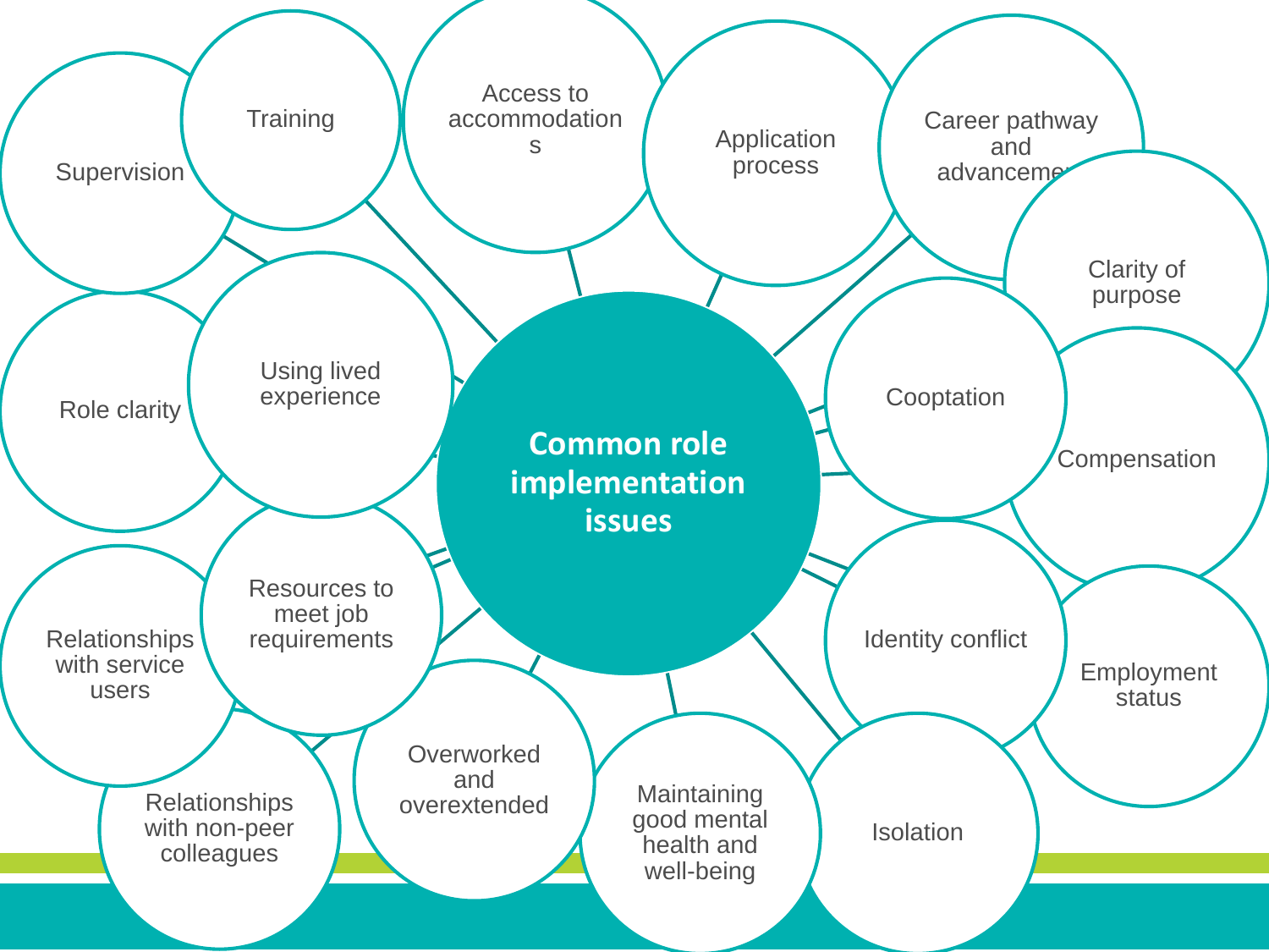# Common role implementation issues

- Supervision
- Training
- Access to accommodations
- Application process
- Career pathway and advancement
- Clarity of purpose
- Role clarity
- Using lived experience
- Cooptation
- Compensation
- Relationships with service users
- Resources to meet job requirements
- Identity conflict
- Employment status
- Relationships with non-peer colleagues
- Overworked and overextended
- Maintaining good mental health and well-being
- Isolation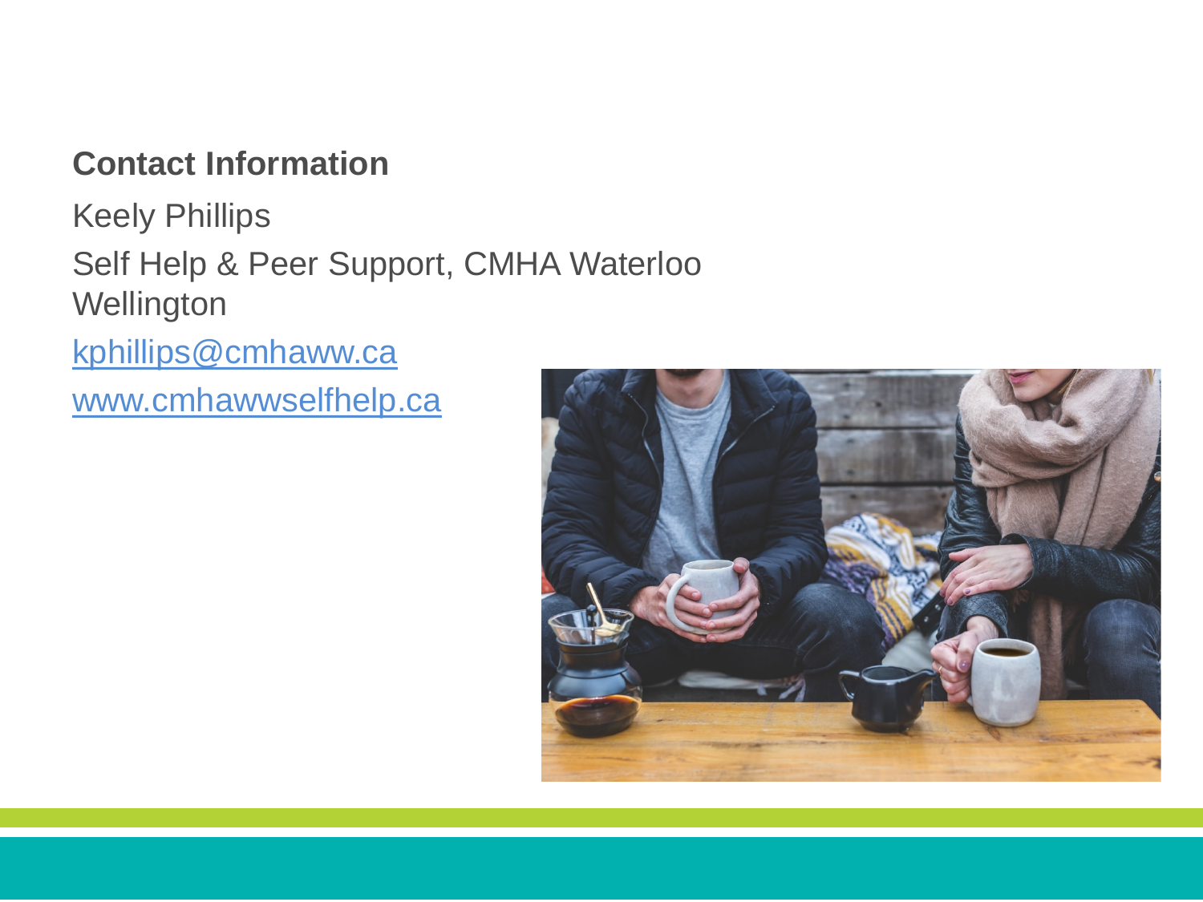**Contact Information**

Keely Phillips

Self Help & Peer Support, CMHA Waterloo Wellington

kphillips@cmhaww.ca

www.cmhawwselfhelp.ca